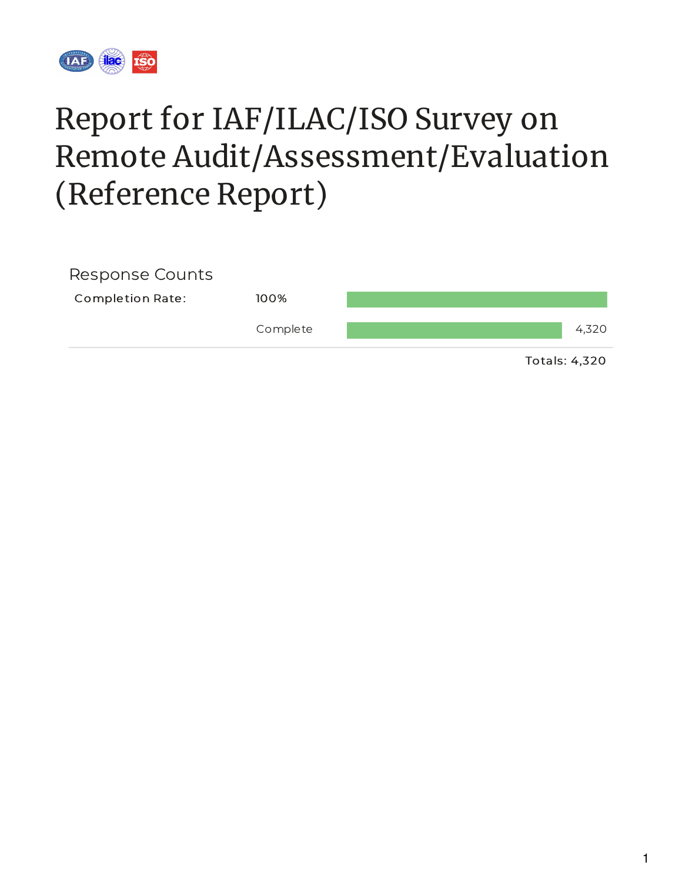# Report for IAF/ILAC/ISO Survey on Remote Audit/Assessment/Evaluation (Reference Report)

## Response Counts

| Completion Rate: | 100% | |
| --- | --- | --- |
| | Complete | 4,320 |

Totals: 4,320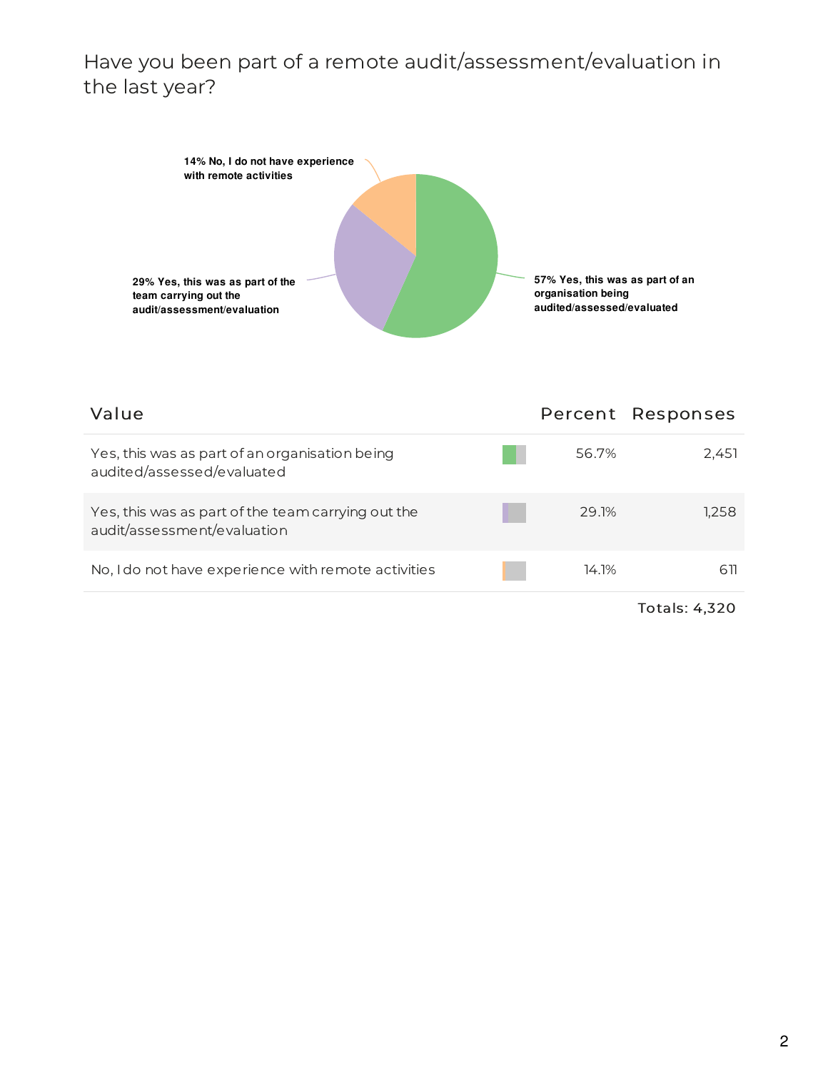## Have you been part of a remote audit/assessment/evaluation in the last year?

14% No, I do not have experience with remote activities

29% Yes, this was as part of the team carrying out the audit/assessment/evaluation

57% Yes, this was as part of an organisation being audited/assessed/evaluated

| Value | Percent | Responses |
|---|---|---|
| Yes, this was as part of an organisation being audited/assessed/evaluated | 56.7% | 2,451 |
| Yes, this was as part of the team carrying out the audit/assessment/evaluation | 29.1% | 1,258 |
| No, I do not have experience with remote activities | 14.1% | 611 |

Totals: 4,320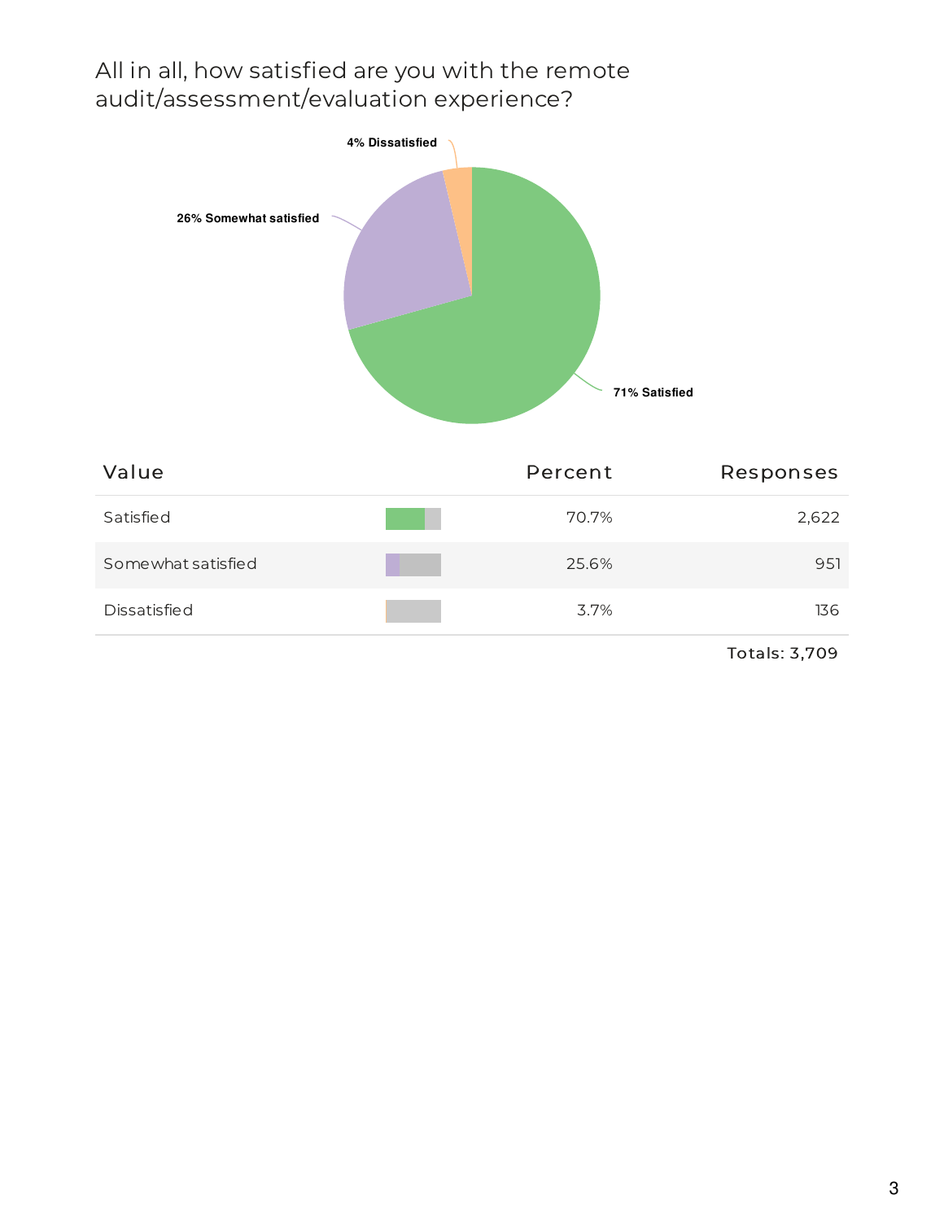## All in all, how satisfied are you with the remote audit/assessment/evaluation experience?

4% Dissatisfied

26% Somewhat satisfied

71% Satisfied

| Value | Percent | Responses |
|---|---|---|
| Satisfied | 70.7% | 2,622 |
| Somewhat satisfied | 25.6% | 951 |
| Dissatisfied | 3.7% | 136 |

Totals: 3,709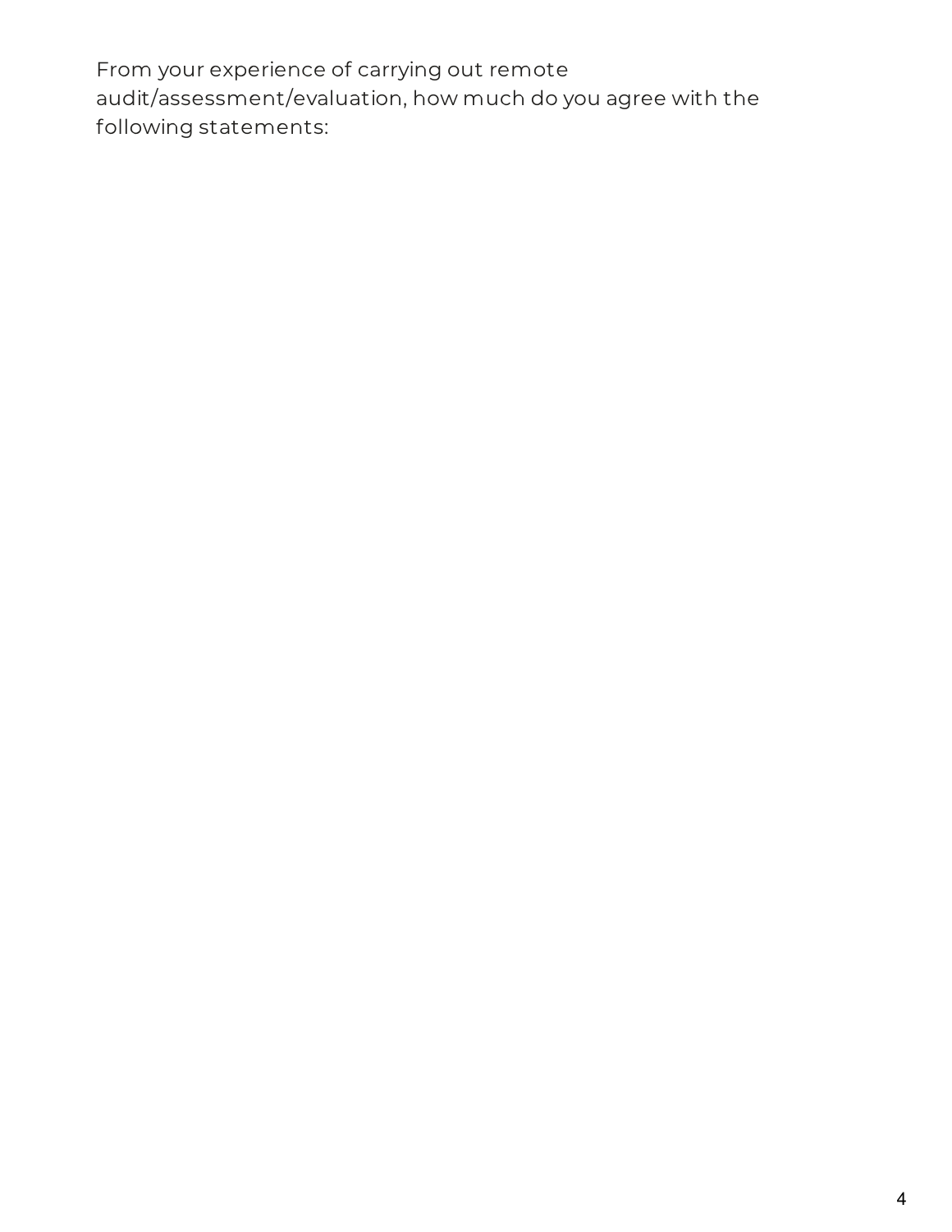From your experience of carrying out remote audit/assessment/evaluation, how much do you agree with the following statements: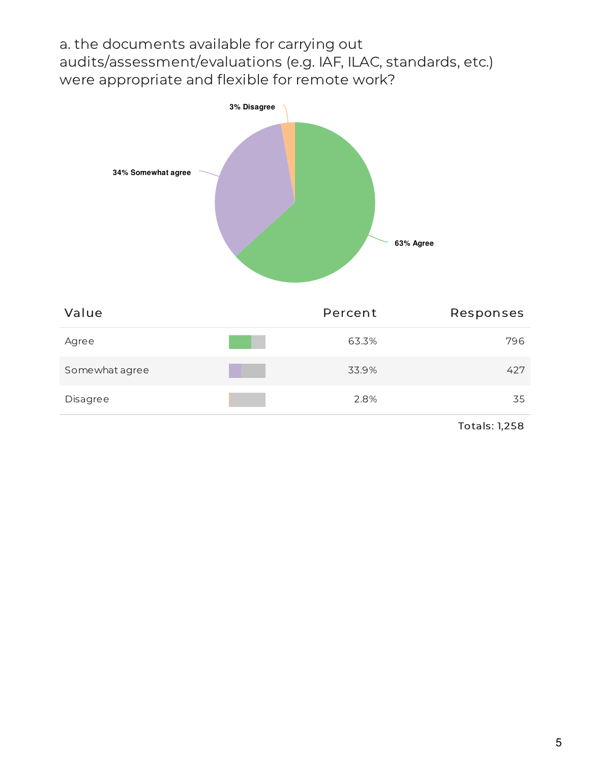a. the documents available for carrying out audits/assessment/evaluations (e.g. IAF, ILAC, standards, etc.) were appropriate and flexible for remote work?

3% Disagree

34% Somewhat agree

63% Agree

| Value | Percent | Responses |
|---|---|---|
| Agree | 63.3% | 796 |
| Somewhat agree | 33.9% | 427 |
| Disagree | 2.8% | 35 |
| | | Totals: 1,258 |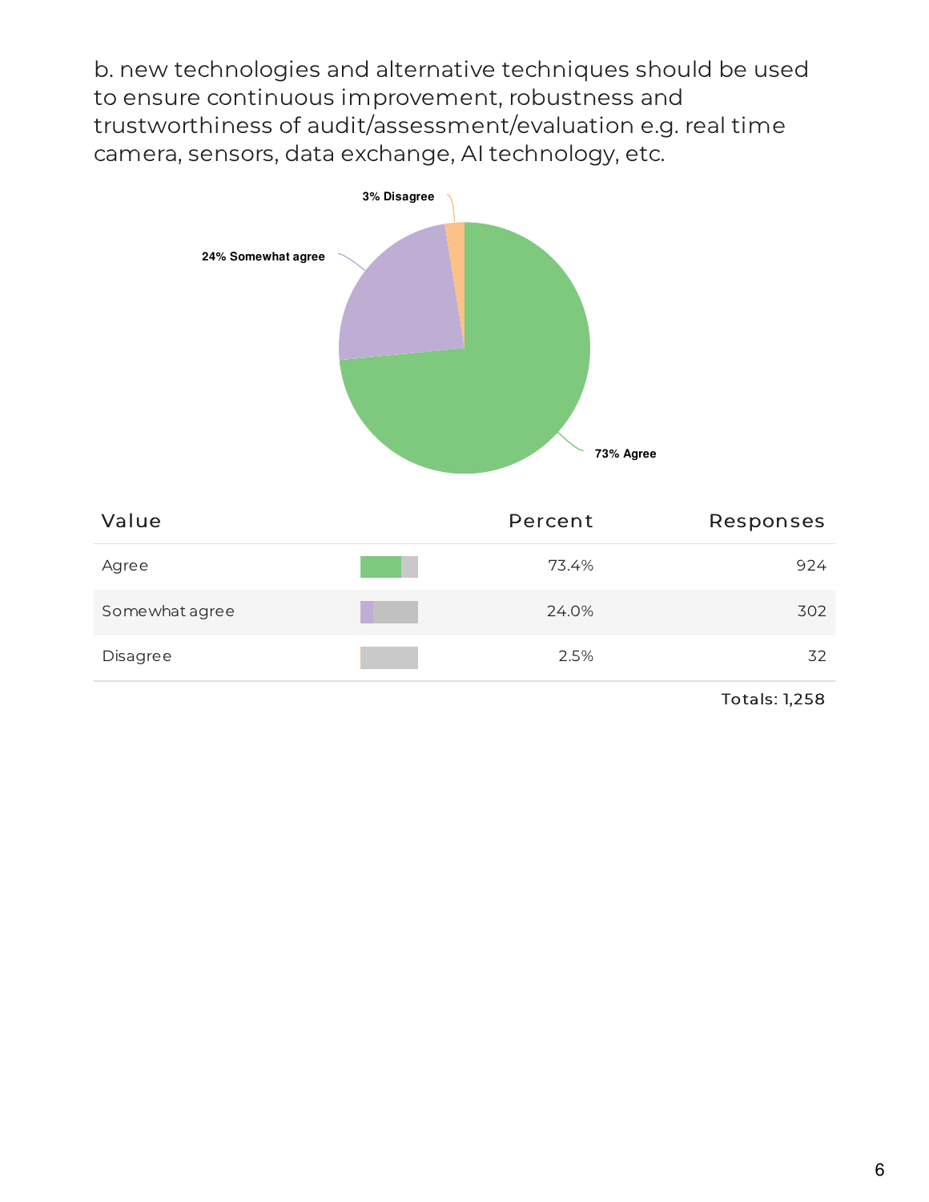b. new technologies and alternative techniques should be used to ensure continuous improvement, robustness and trustworthiness of audit/assessment/evaluation e.g. real time camera, sensors, data exchange, AI technology, etc.

3% Disagree

24% Somewhat agree

73% Agree

| Value | Percent | Responses |
| --- | --- | --- |
| Agree | 73.4% | 924 |
| Somewhat agree | 24.0% | 302 |
| Disagree | 2.5% | 32 |
| | | Totals: 1,258 |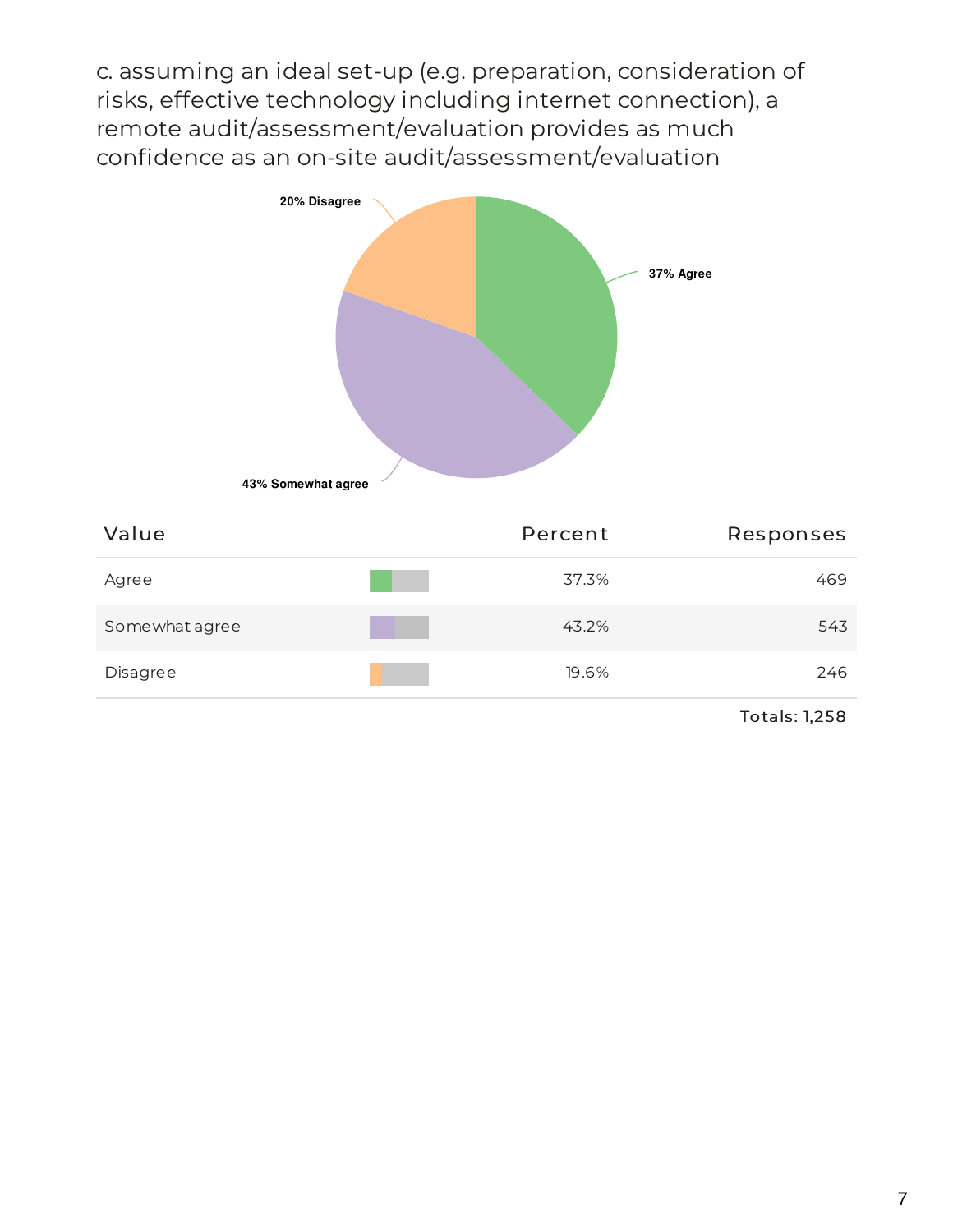c. assuming an ideal set-up (e.g. preparation, consideration of risks, effective technology including internet connection), a remote audit/assessment/evaluation provides as much confidence as an on-site audit/assessment/evaluation

20% Disagree

37% Agree

43% Somewhat agree

| Value | Percent | Responses |
| --- | --- | --- |
| Agree | 37.3% | 469 |
| Somewhat agree | 43.2% | 543 |
| Disagree | 19.6% | 246 |
| | | Totals: 1,258 |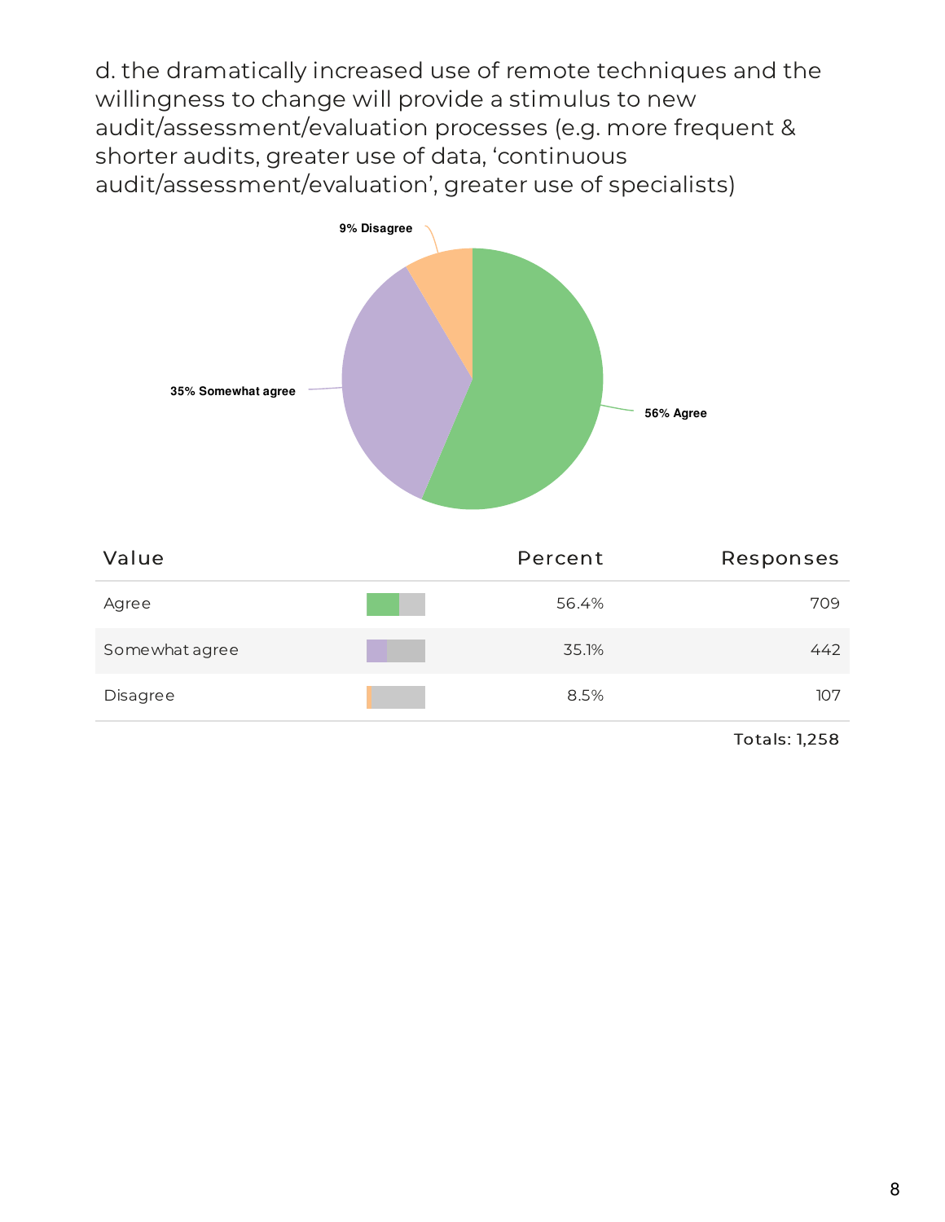d. the dramatically increased use of remote techniques and the willingness to change will provide a stimulus to new audit/assessment/evaluation processes (e.g. more frequent & shorter audits, greater use of data, 'continuous audit/assessment/evaluation', greater use of specialists)

9% Disagree

35% Somewhat agree

56% Agree

| Value | Percent | Responses |
|---|---|---|
| Agree | 56.4% | 709 |
| Somewhat agree | 35.1% | 442 |
| Disagree | 8.5% | 107 |
| | | Totals: 1,258 |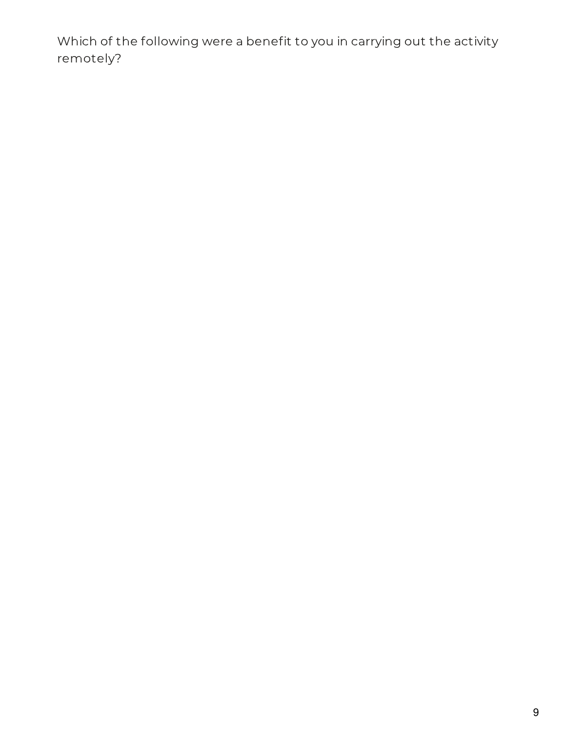Which of the following were a benefit to you in carrying out the activity remotely?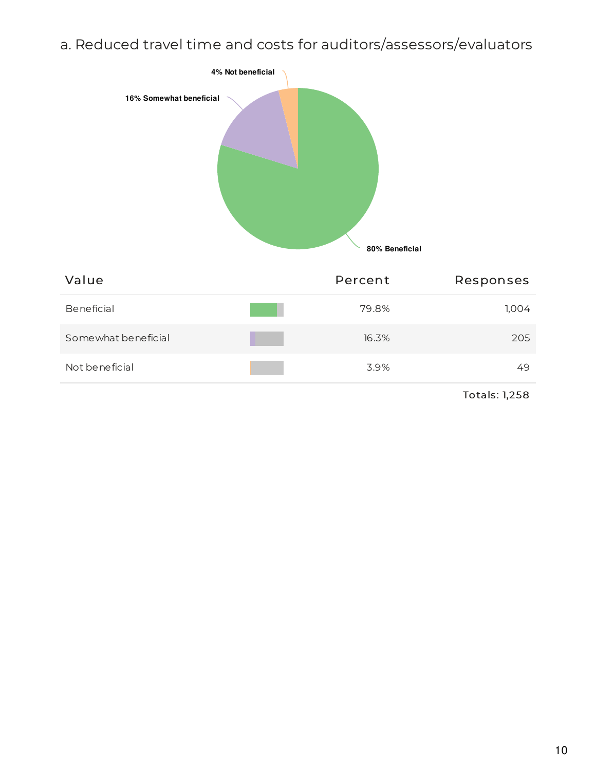a. Reduced travel time and costs for auditors/assessors/evaluators

4% Not beneficial

16% Somewhat beneficial

80% Beneficial

| Value | Percent | Responses |
|---|---|---|
| Beneficial | 79.8% | 1,004 |
| Somewhat beneficial | 16.3% | 205 |
| Not beneficial | 3.9% | 49 |
| | | Totals: 1,258 |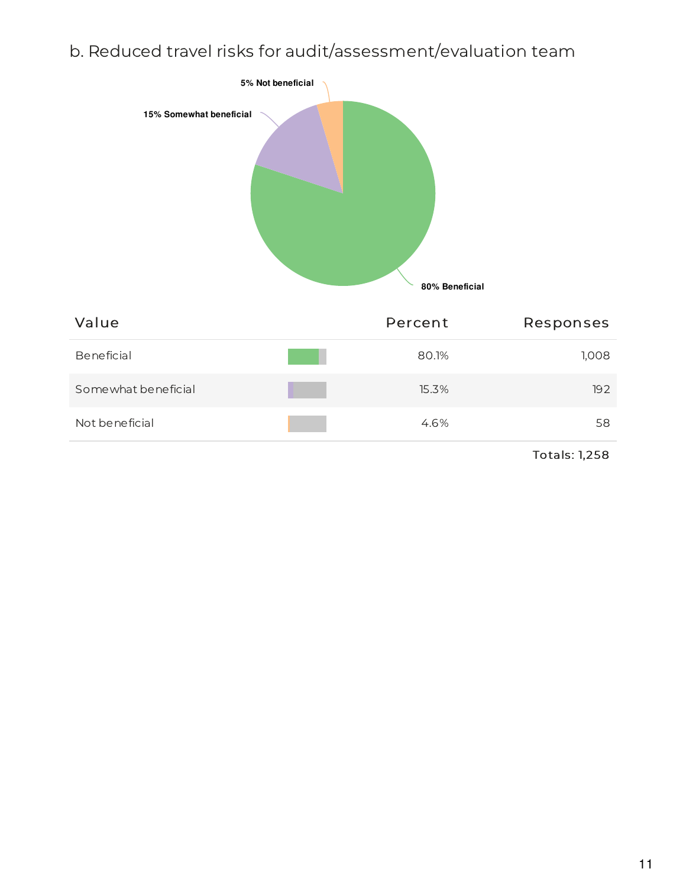## b. Reduced travel risks for audit/assessment/evaluation team

| Value | Percent | Responses |
|---|---|---|
| Beneficial | 80.1% | 1,008 |
| Somewhat beneficial | 15.3% | 192 |
| Not beneficial | 4.6% | 58 |
| | | Totals: 1,258 |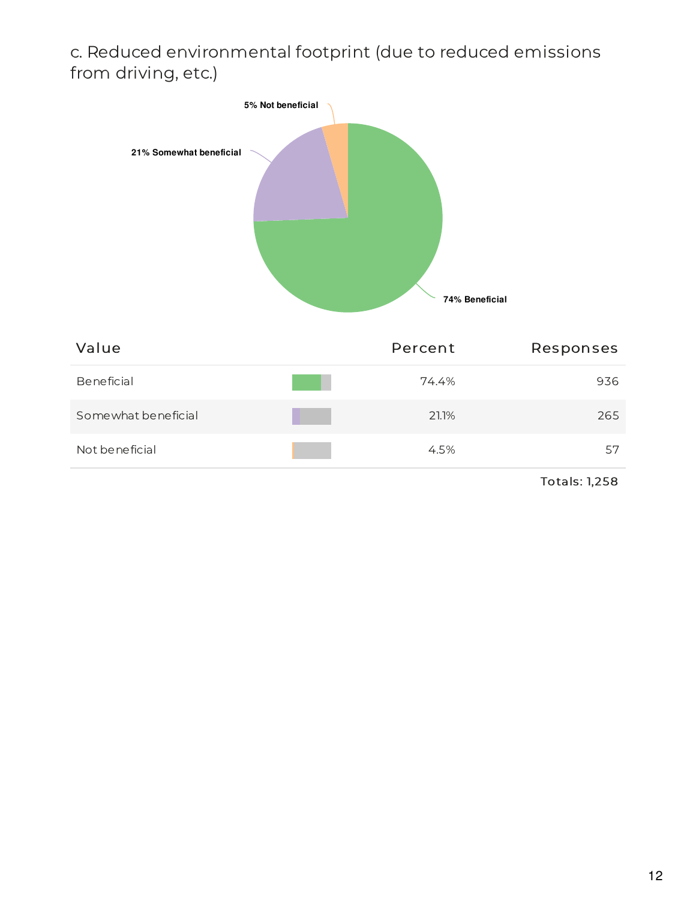c. Reduced environmental footprint (due to reduced emissions from driving, etc.)

| Value | Percent | Responses |
|---|---|---|
| Beneficial | 74.4% | 936 |
| Somewhat beneficial | 21.1% | 265 |
| Not beneficial | 4.5% | 57 |
| | | Totals: 1,258 |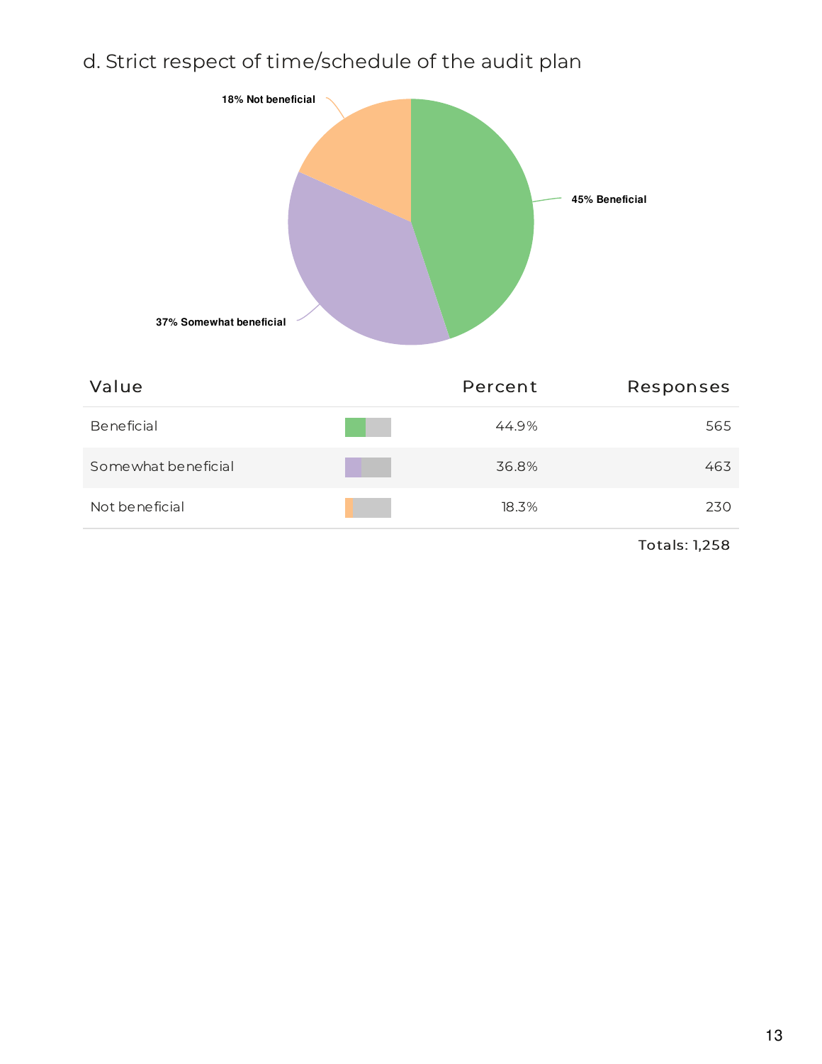## d. Strict respect of time/schedule of the audit plan

18% Not beneficial

45% Beneficial

37% Somewhat beneficial

| Value | Percent | Responses |
|---|---|---|
| Beneficial | 44.9% | 565 |
| Somewhat beneficial | 36.8% | 463 |
| Not beneficial | 18.3% | 230 |
| | | Totals: 1,258 |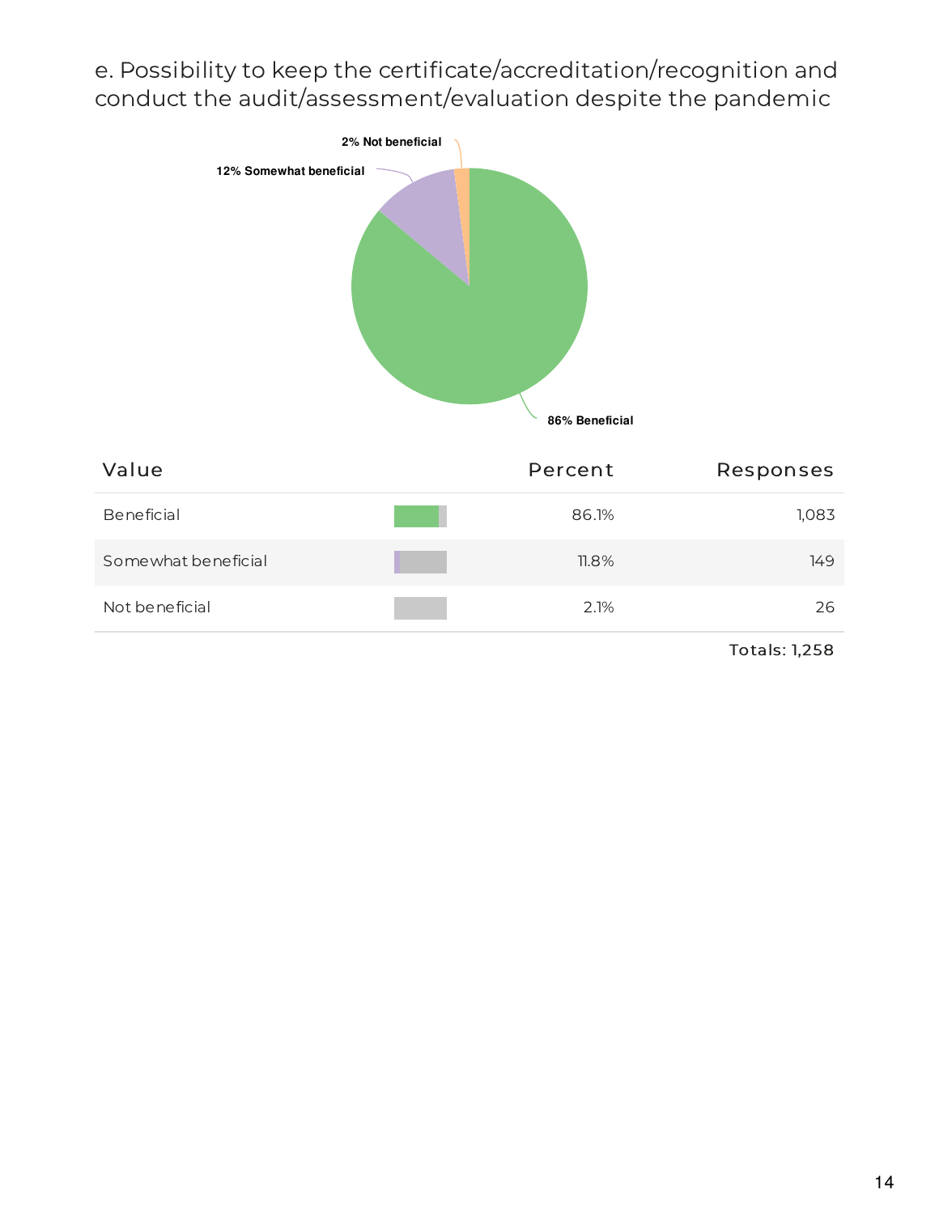e. Possibility to keep the certificate/accreditation/recognition and conduct the audit/assessment/evaluation despite the pandemic

2% Not beneficial

12% Somewhat beneficial

86% Beneficial

| Value | Percent | Responses |
|---|---|---|
| Beneficial | 86.1% | 1,083 |
| Somewhat beneficial | 11.8% | 149 |
| Not beneficial | 2.1% | 26 |

Totals: 1,258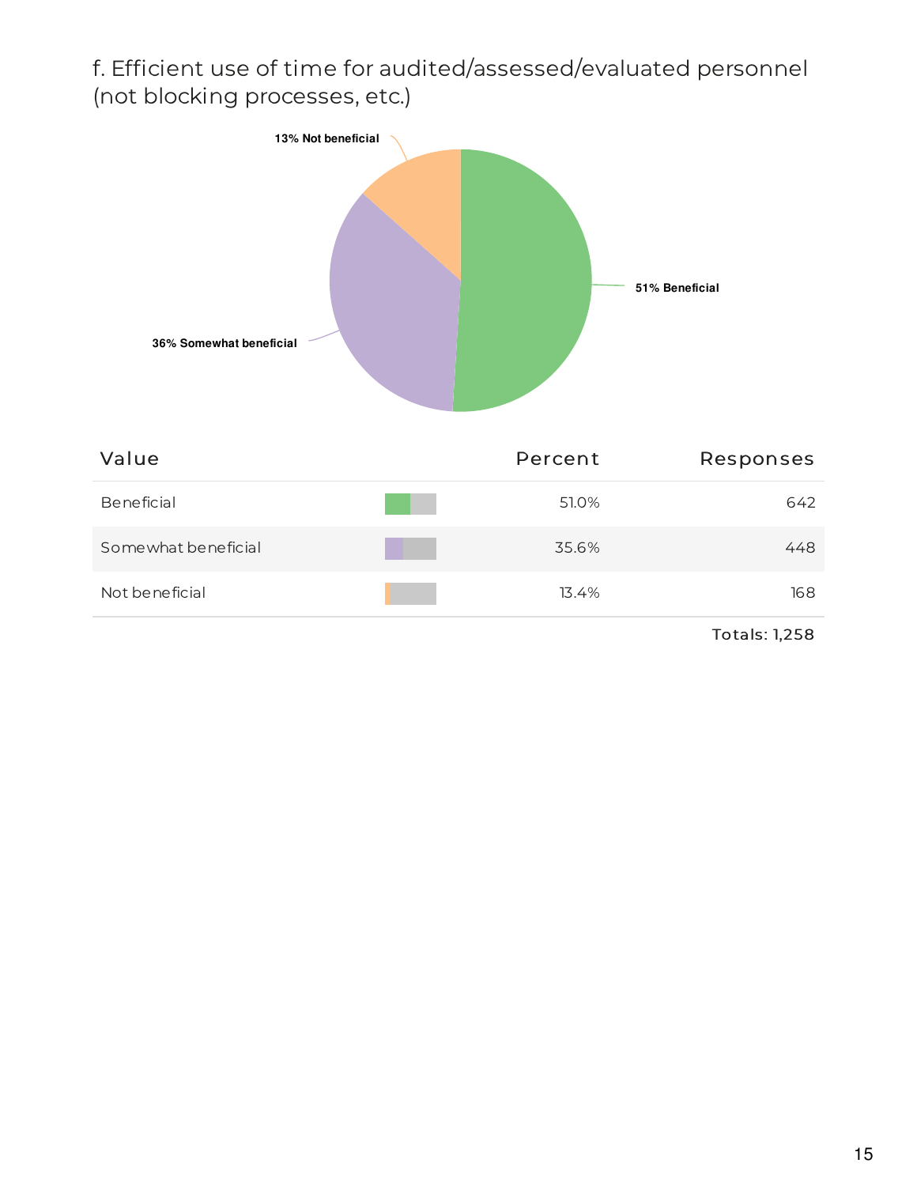f. Efficient use of time for audited/assessed/evaluated personnel (not blocking processes, etc.)

13% Not beneficial

51% Beneficial

36% Somewhat beneficial

| Value | Percent | Responses |
|---|---|---|
| Beneficial | 51.0% | 642 |
| Somewhat beneficial | 35.6% | 448 |
| Not beneficial | 13.4% | 168 |

Totals: 1,258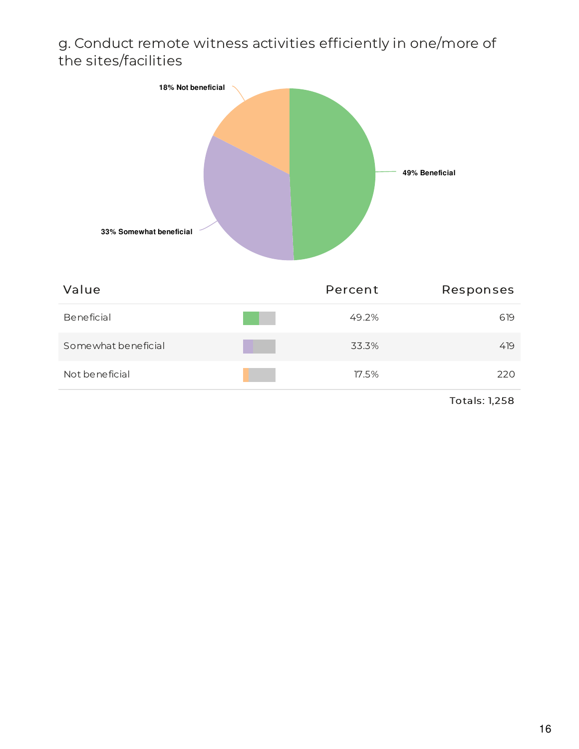g. Conduct remote witness activities efficiently in one/more of the sites/facilities

18% Not beneficial

49% Beneficial

33% Somewhat beneficial

| Value | Percent | Responses |
|---|---|---|
| Beneficial | 49.2% | 619 |
| Somewhat beneficial | 33.3% | 419 |
| Not beneficial | 17.5% | 220 |
| | | Totals: 1,258 |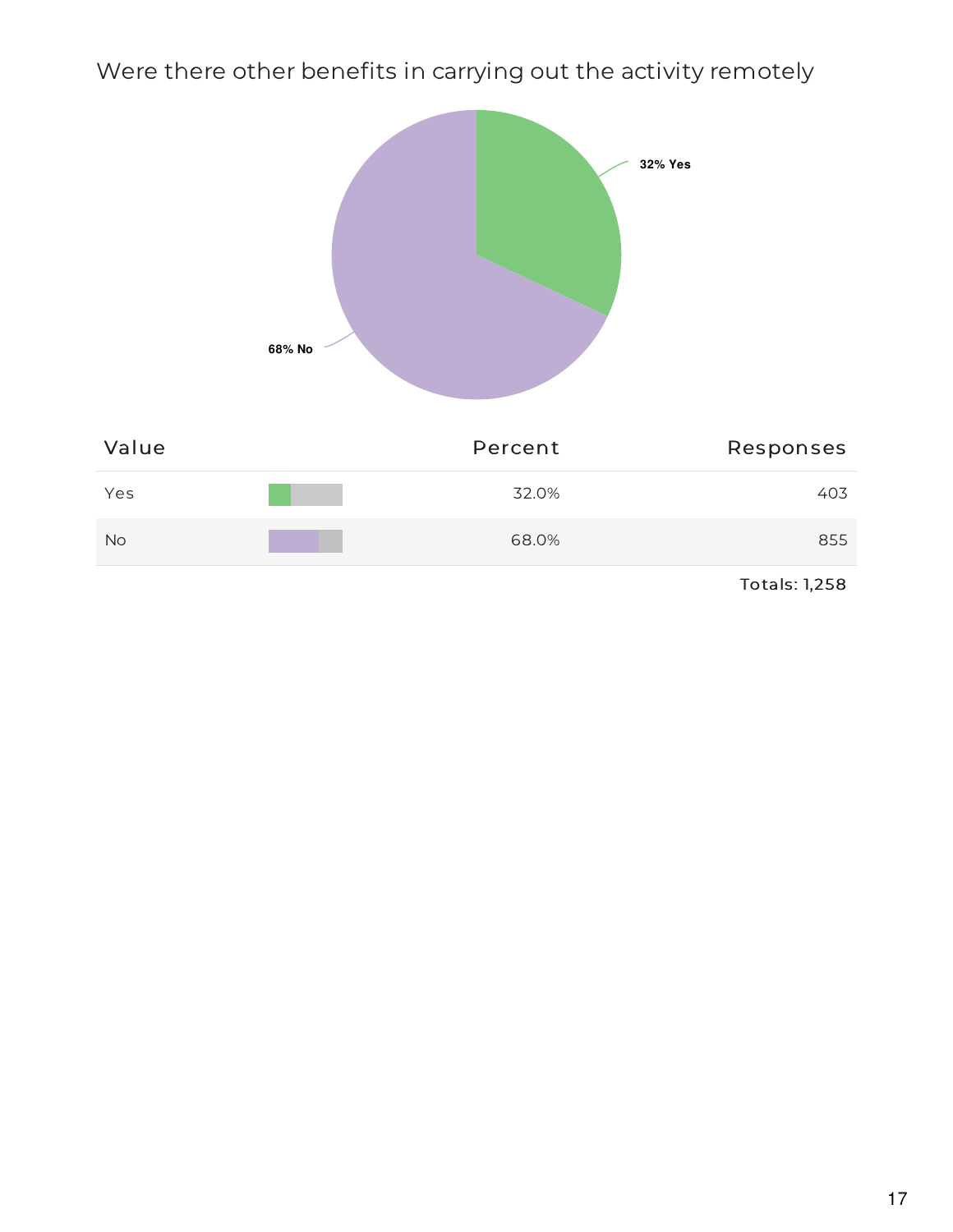## Were there other benefits in carrying out the activity remotely

| Value | | Percent | Responses |
|---|---|---|---|
| Yes | | 32.0% | 403 |
| No | | 68.0% | 855 |
| | | | Totals: 1,258 |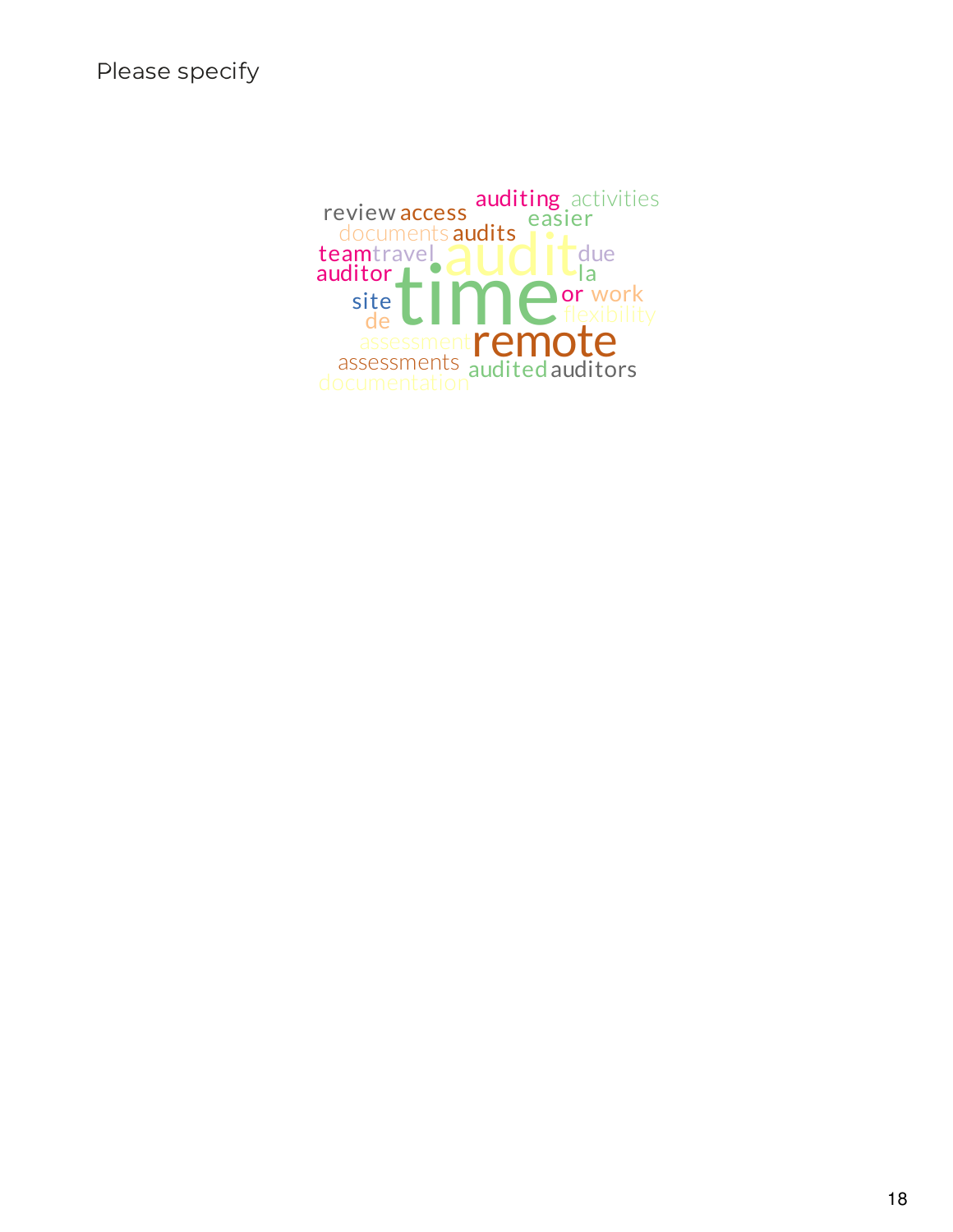Please specify

auditing activities
review access easier
documents audits
team travel audit due
auditor la
time
site or work
de flexibility
assessment remote
assessments
documentation audited auditors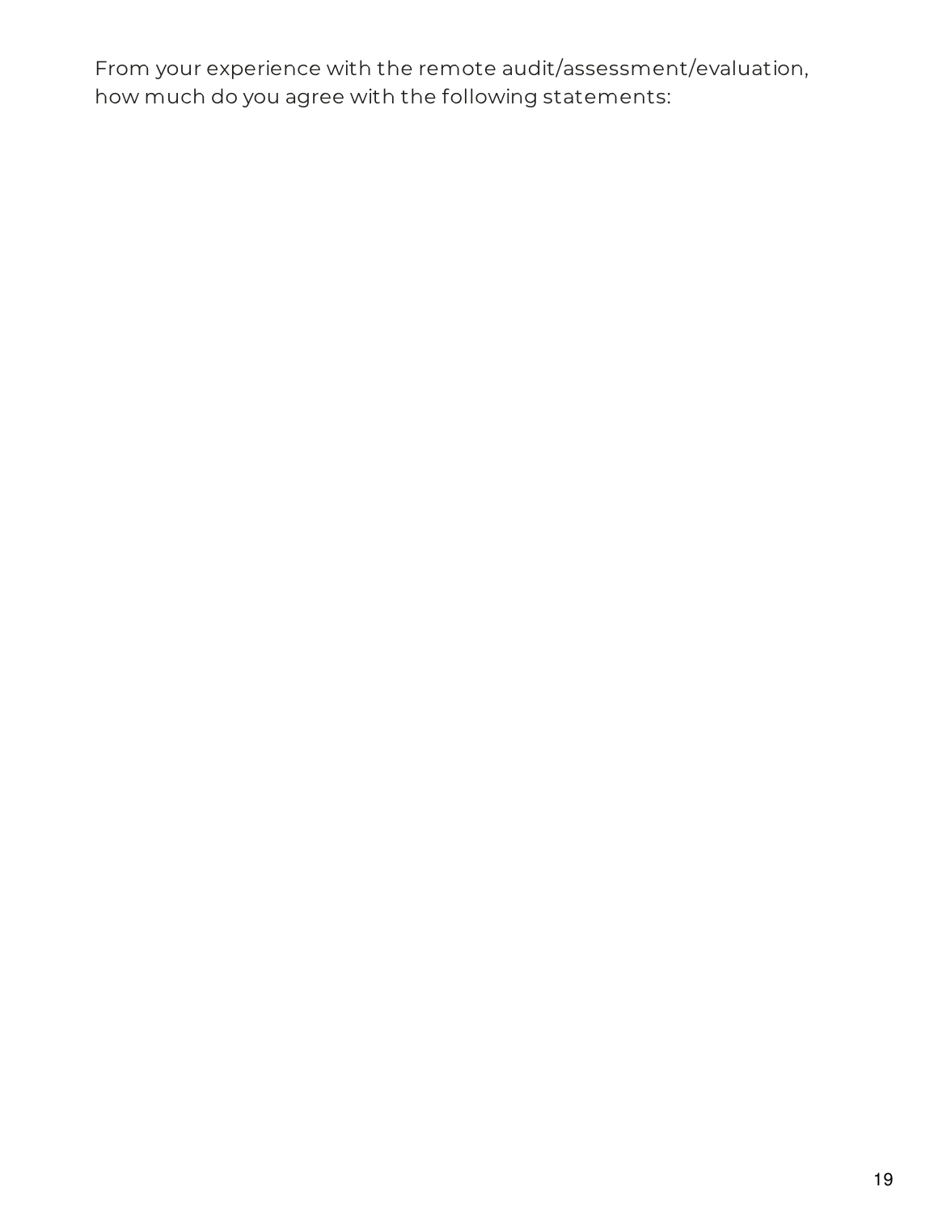From your experience with the remote audit/assessment/evaluation, how much do you agree with the following statements: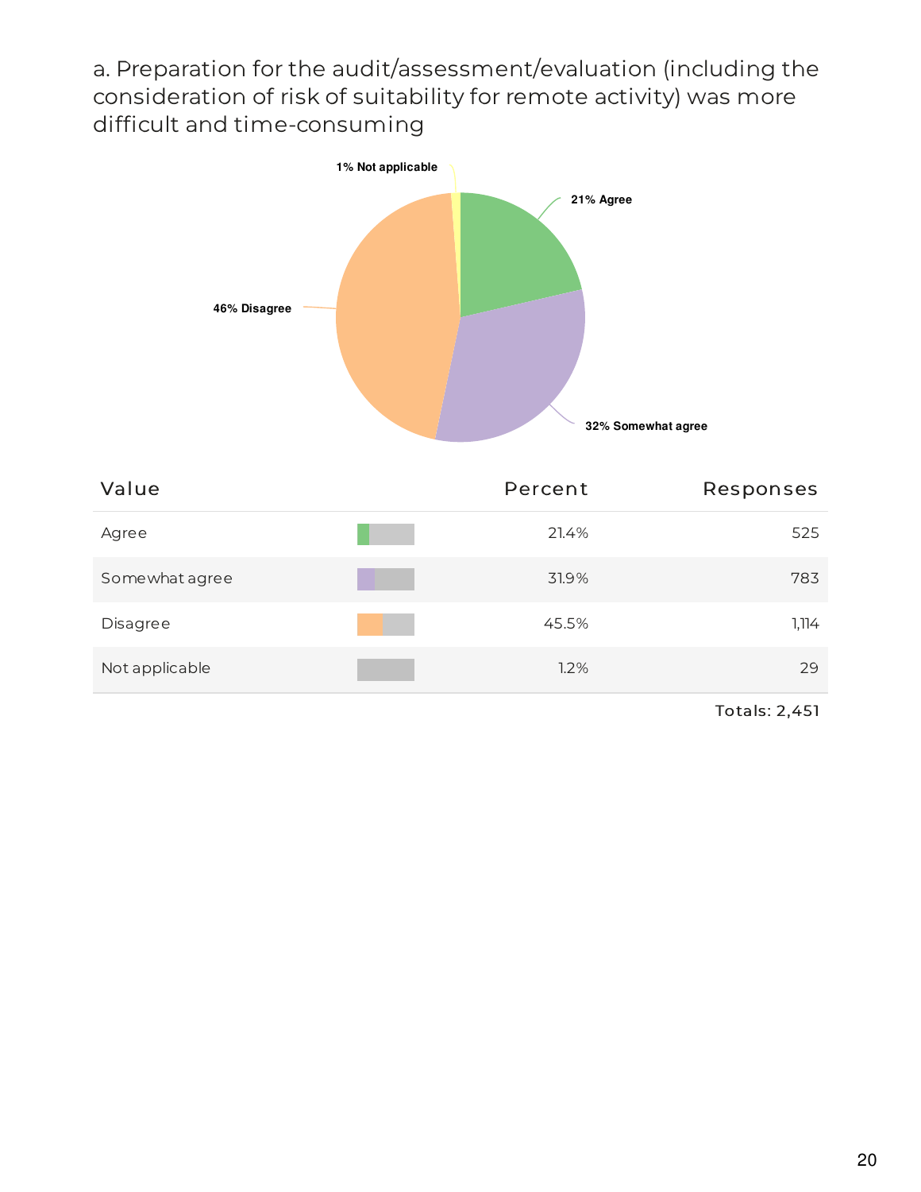a. Preparation for the audit/assessment/evaluation (including the consideration of risk of suitability for remote activity) was more difficult and time-consuming

| Value | Percent | Responses |
|---|---|---|
| Agree | 21.4% | 525 |
| Somewhat agree | 31.9% | 783 |
| Disagree | 45.5% | 1,114 |
| Not applicable | 1.2% | 29 |
| | | Totals: 2,451 |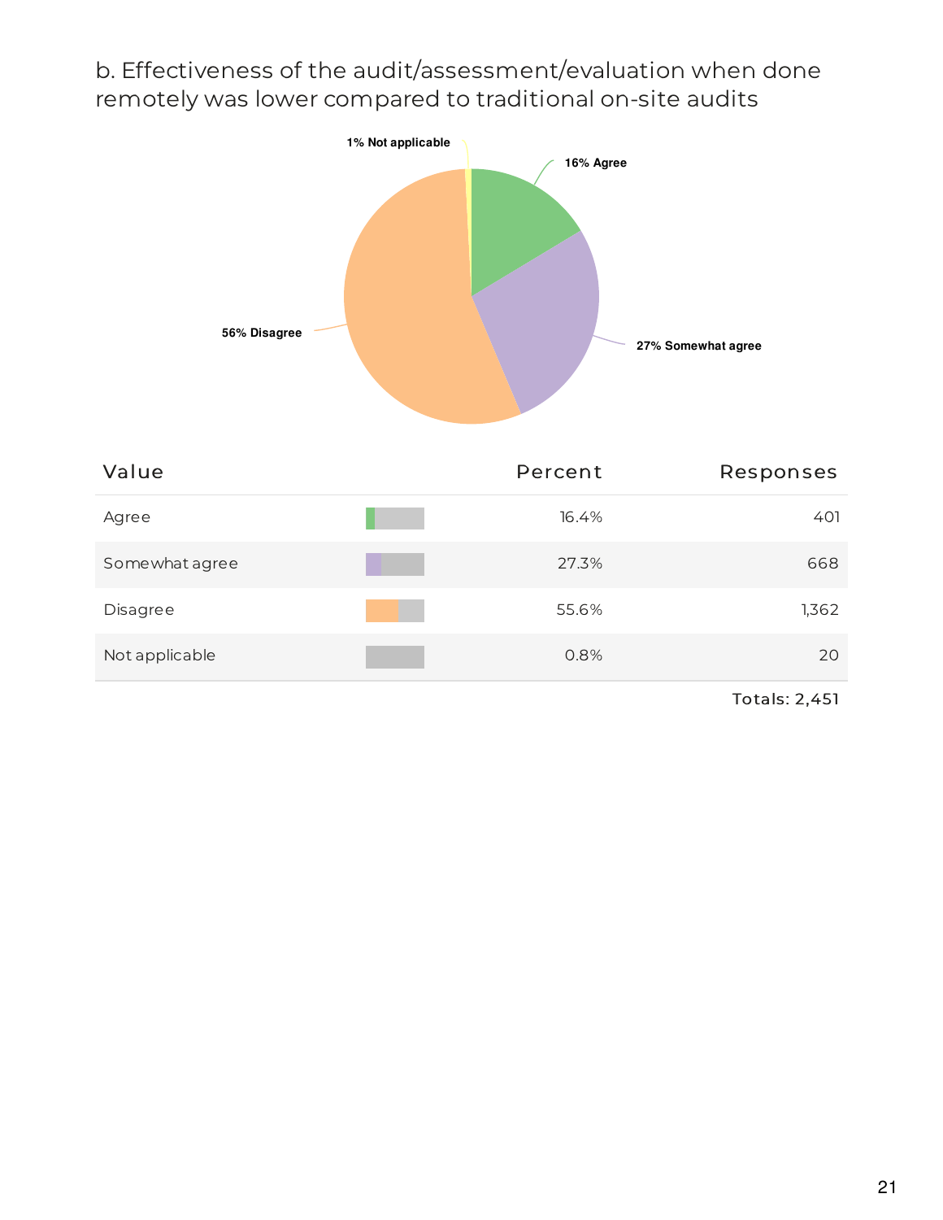b. Effectiveness of the audit/assessment/evaluation when done remotely was lower compared to traditional on-site audits

1% Not applicable

16% Agree

27% Somewhat agree

56% Disagree

| Value | Percent | Responses |
| --- | --- | --- |
| Agree | 16.4% | 401 |
| Somewhat agree | 27.3% | 668 |
| Disagree | 55.6% | 1,362 |
| Not applicable | 0.8% | 20 |

Totals: 2,451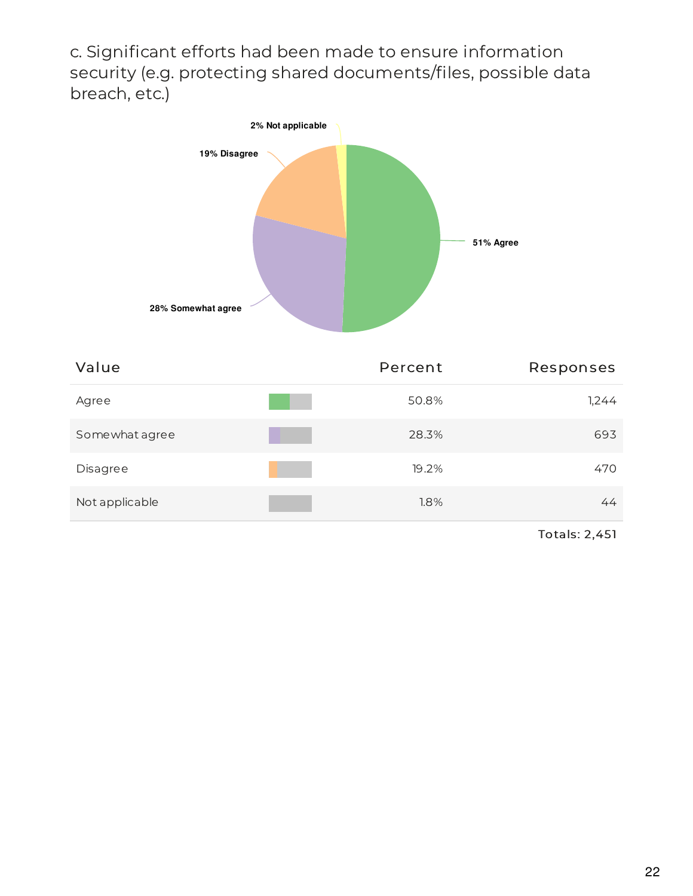c. Significant efforts had been made to ensure information security (e.g. protecting shared documents/files, possible data breach, etc.)

2% Not applicable

19% Disagree

51% Agree

28% Somewhat agree

| Value | Percent | Responses |
|---|---|---|
| Agree | 50.8% | 1,244 |
| Somewhat agree | 28.3% | 693 |
| Disagree | 19.2% | 470 |
| Not applicable | 1.8% | 44 |

Totals: 2,451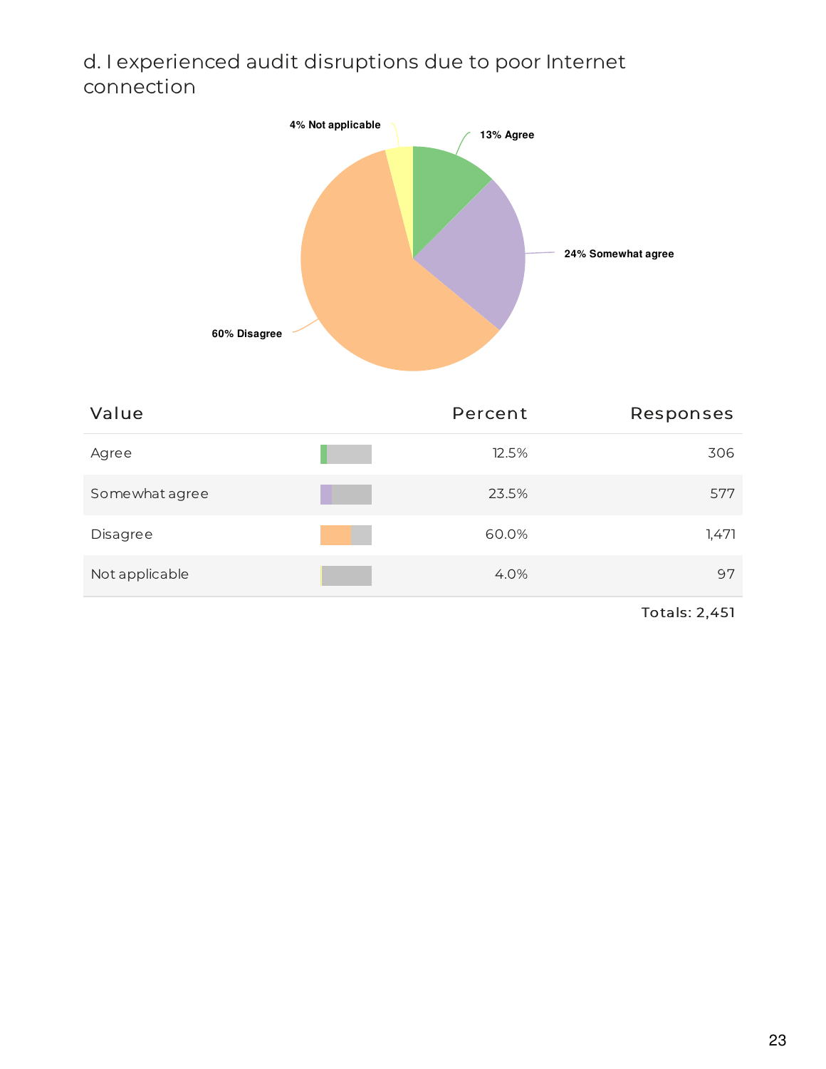### d. I experienced audit disruptions due to poor Internet connection

4% Not applicable

13% Agree

24% Somewhat agree

60% Disagree

| Value | Percent | Responses |
|---|---|---|
| Agree | 12.5% | 306 |
| Somewhat agree | 23.5% | 577 |
| Disagree | 60.0% | 1,471 |
| Not applicable | 4.0% | 97 |

Totals: 2,451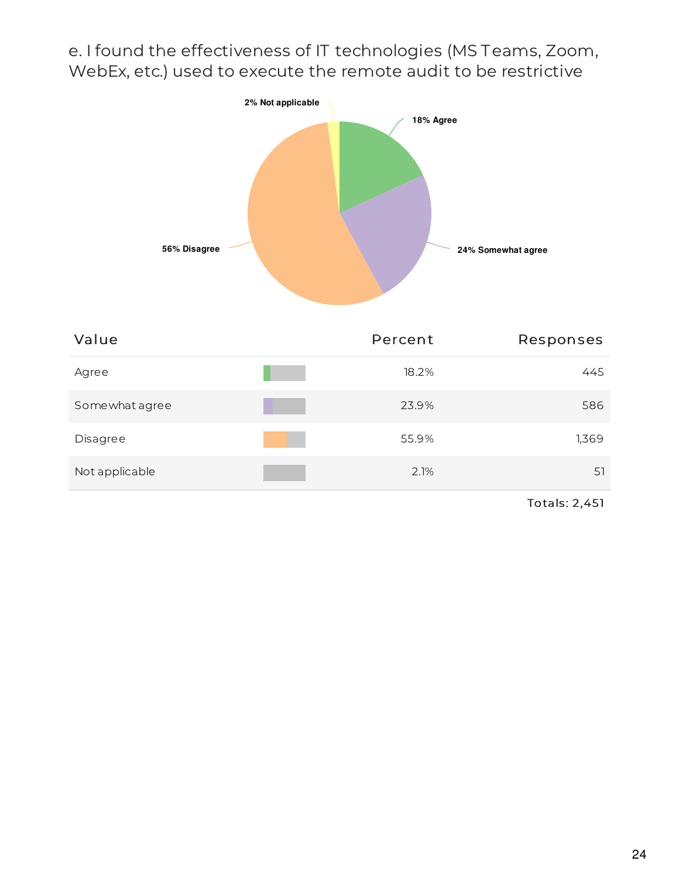e. I found the effectiveness of IT technologies (MS Teams, Zoom, WebEx, etc.) used to execute the remote audit to be restrictive

| Value | Percent | Responses |
|---|---|---|
| Agree | 18.2% | 445 |
| Somewhat agree | 23.9% | 586 |
| Disagree | 55.9% | 1,369 |
| Not applicable | 2.1% | 51 |

Totals: 2,451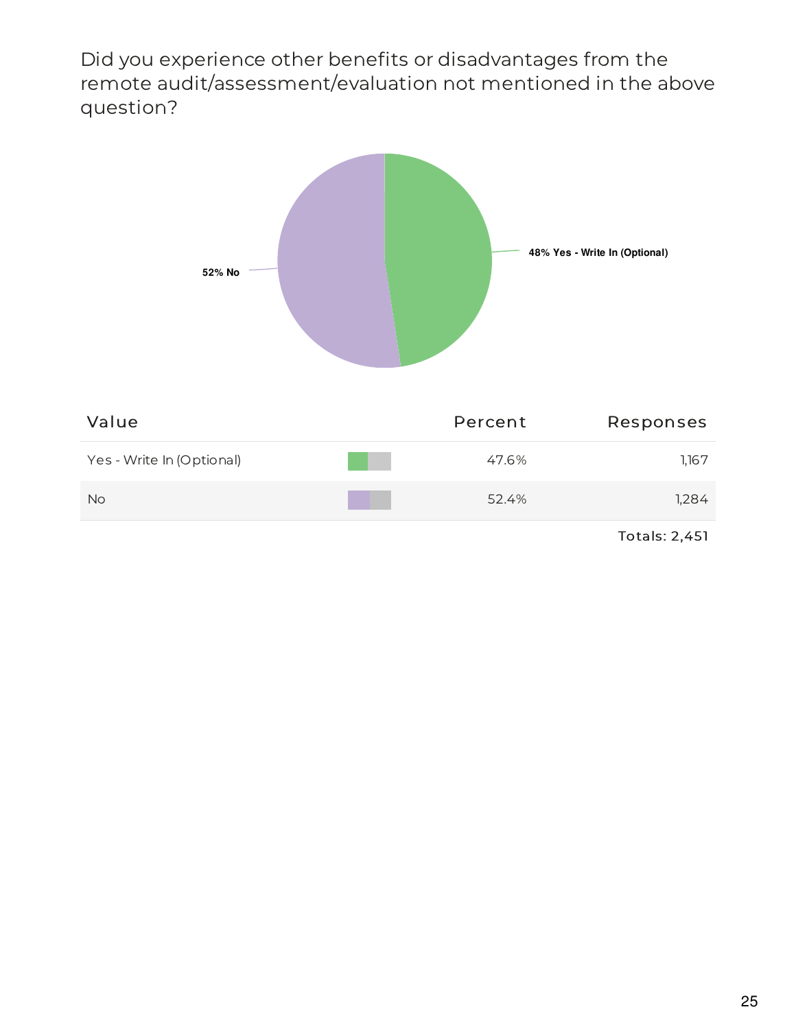Did you experience other benefits or disadvantages from the remote audit/assessment/evaluation not mentioned in the above question?

52% No

48% Yes - Write In (Optional)

| Value | Percent | Responses |
| --- | --- | --- |
| Yes - Write In (Optional) | 47.6% | 1,167 |
| No | 52.4% | 1,284 |

Totals: 2,451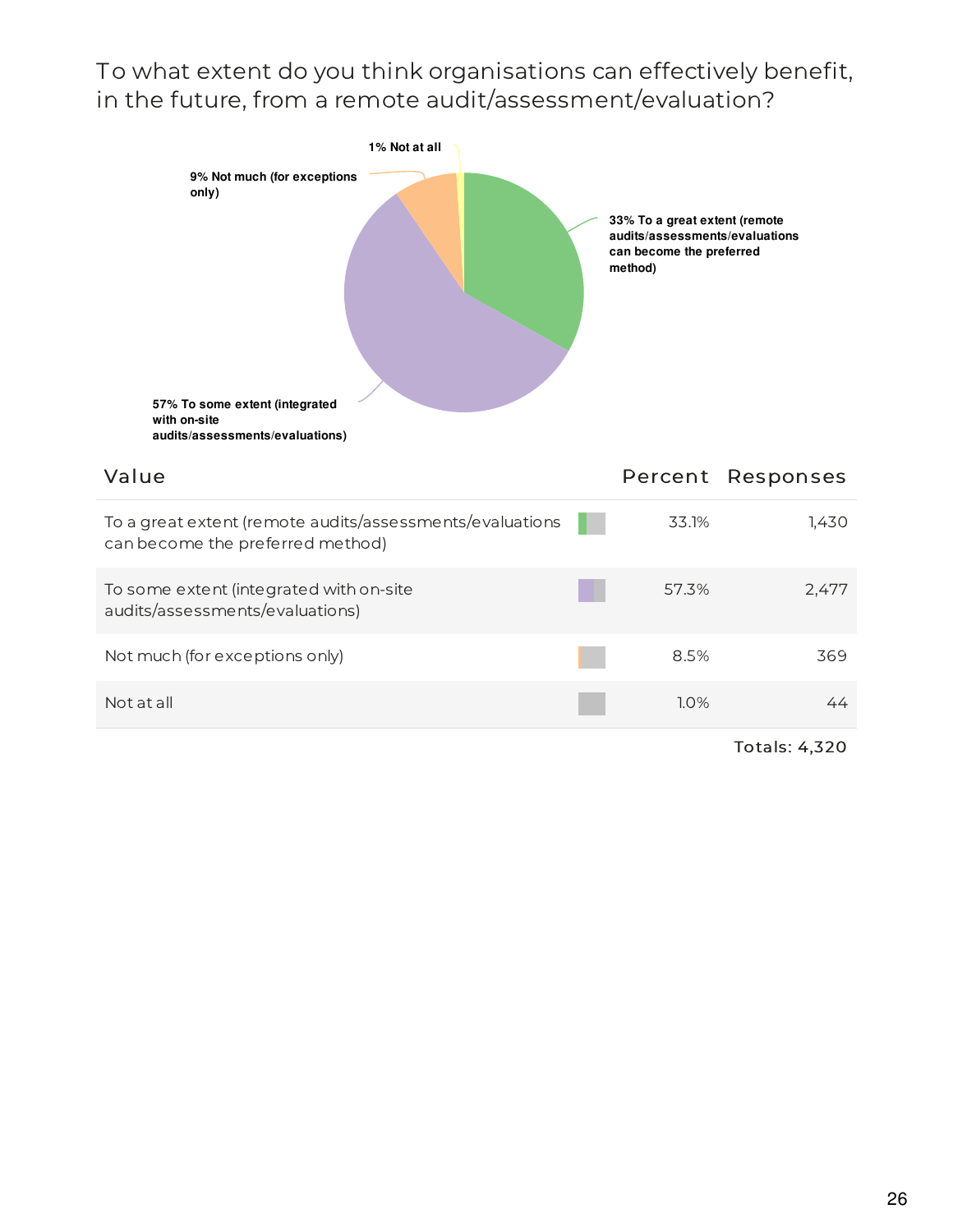## To what extent do you think organisations can effectively benefit, in the future, from a remote audit/assessment/evaluation?

1% Not at all

9% Not much (for exceptions only)

33% To a great extent (remote audits/assessments/evaluations can become the preferred method)

57% To some extent (integrated with on-site audits/assessments/evaluations)

| Value | Percent | Responses |
|---|---|---|
| To a great extent (remote audits/assessments/evaluations can become the preferred method) | 33.1% | 1,430 |
| To some extent (integrated with on-site audits/assessments/evaluations) | 57.3% | 2,477 |
| Not much (for exceptions only) | 8.5% | 369 |
| Not at all | 1.0% | 44 |
| | | Totals: 4,320 |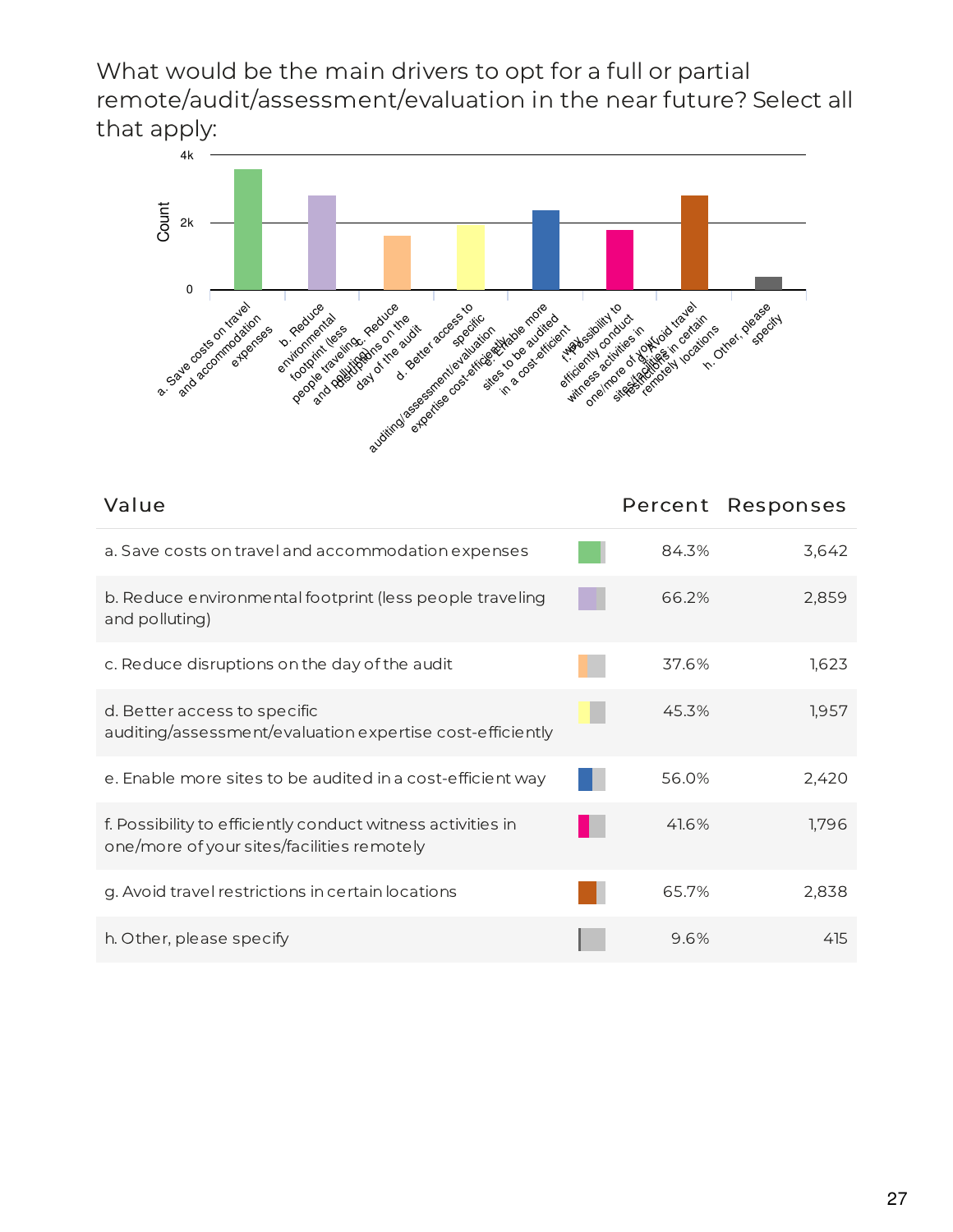## What would be the main drivers to opt for a full or partial remote/audit/assessment/evaluation in the near future? Select all that apply:

| Value | Percent | Responses |
|---|---|---|
| a. Save costs on travel and accommodation expenses | 84.3% | 3,642 |
| b. Reduce environmental footprint (less people traveling and polluting) | 66.2% | 2,859 |
| c. Reduce disruptions on the day of the audit | 37.6% | 1,623 |
| d. Better access to specific auditing/assessment/evaluation expertise cost-efficiently | 45.3% | 1,957 |
| e. Enable more sites to be audited in a cost-efficient way | 56.0% | 2,420 |
| f. Possibility to efficiently conduct witness activities in one/more of your sites/facilities remotely | 41.6% | 1,796 |
| g. Avoid travel restrictions in certain locations | 65.7% | 2,838 |
| h. Other, please specify | 9.6% | 415 |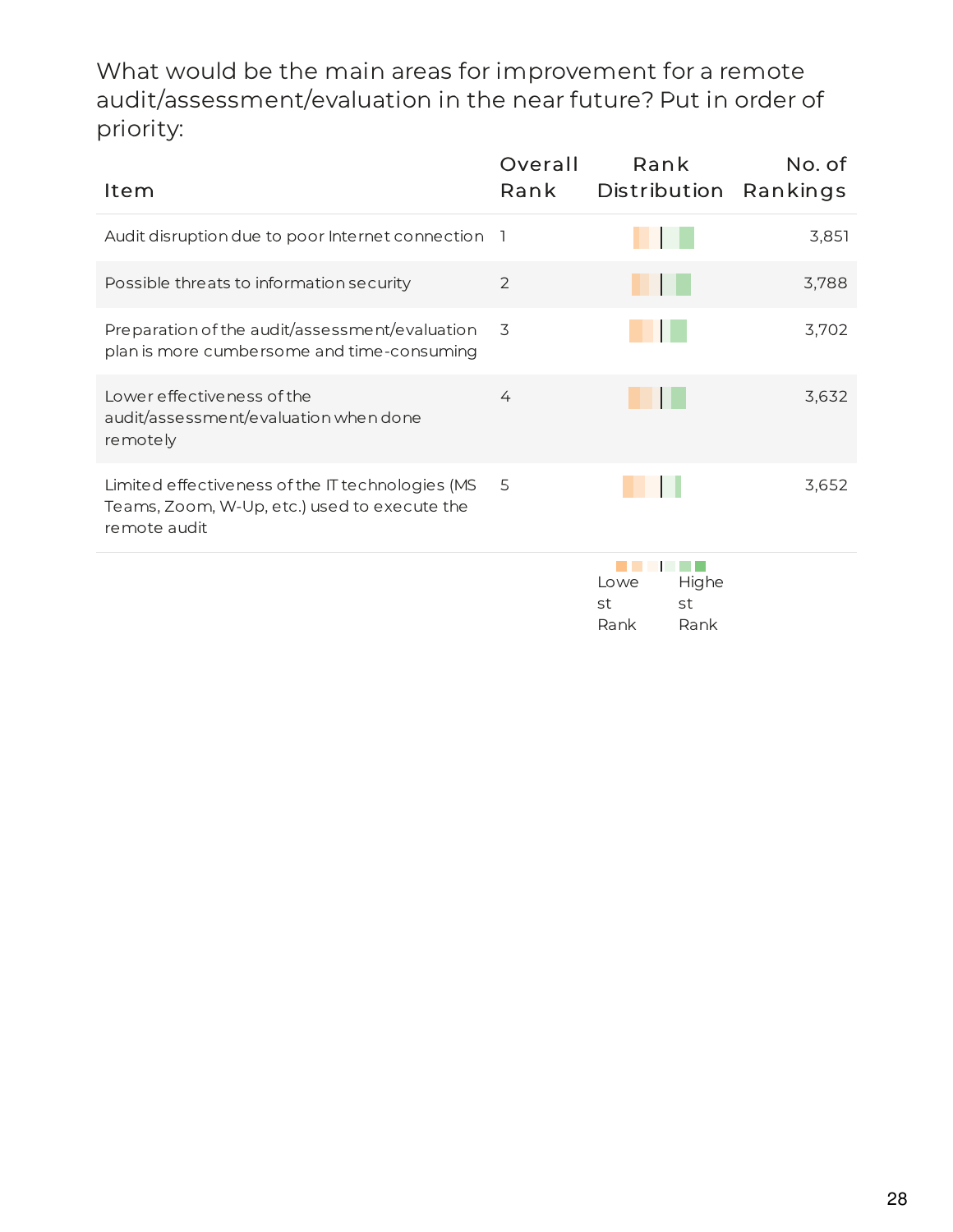What would be the main areas for improvement for a remote audit/assessment/evaluation in the near future? Put in order of priority:

| Item | Overall Rank | Rank Distribution | No. of Rankings |
|---|---|---|---|
| Audit disruption due to poor Internet connection | 1 | | 3,851 |
| Possible threats to information security | 2 | | 3,788 |
| Preparation of the audit/assessment/evaluation plan is more cumbersome and time-consuming | 3 | | 3,702 |
| Lower effectiveness of the audit/assessment/evaluation when done remotely | 4 | | 3,632 |
| Limited effectiveness of the IT technologies (MS Teams, Zoom, W-Up, etc.) used to execute the remote audit | 5 | | 3,652 |

Lowest Rank — Highest Rank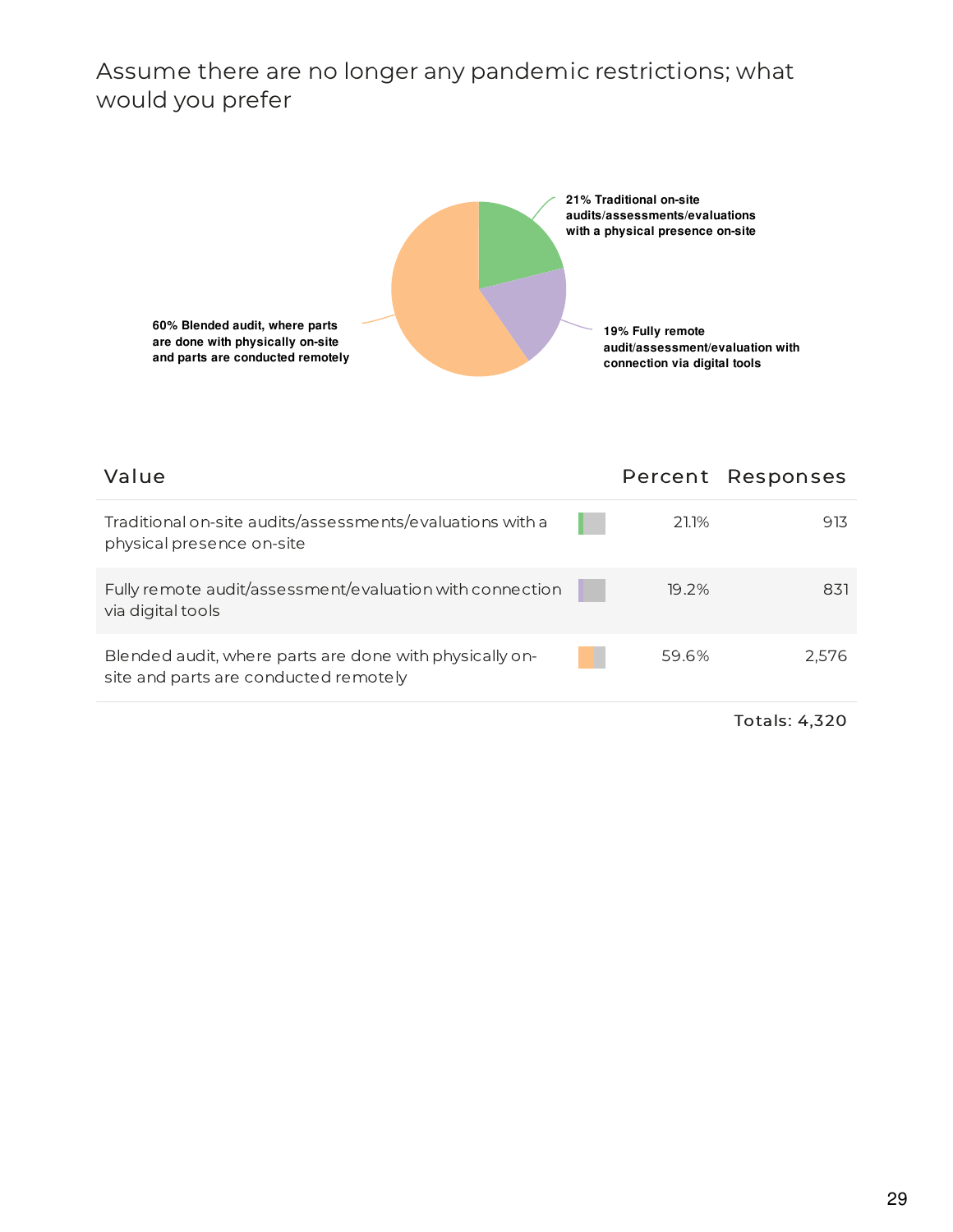## Assume there are no longer any pandemic restrictions; what would you prefer

21% Traditional on-site audits/assessments/evaluations with a physical presence on-site

19% Fully remote audit/assessment/evaluation with connection via digital tools

60% Blended audit, where parts are done with physically on-site and parts are conducted remotely

| Value | Percent | Responses |
|---|---|---|
| Traditional on-site audits/assessments/evaluations with a physical presence on-site | 21.1% | 913 |
| Fully remote audit/assessment/evaluation with connection via digital tools | 19.2% | 831 |
| Blended audit, where parts are done with physically on-site and parts are conducted remotely | 59.6% | 2,576 |
| | | Totals: 4,320 |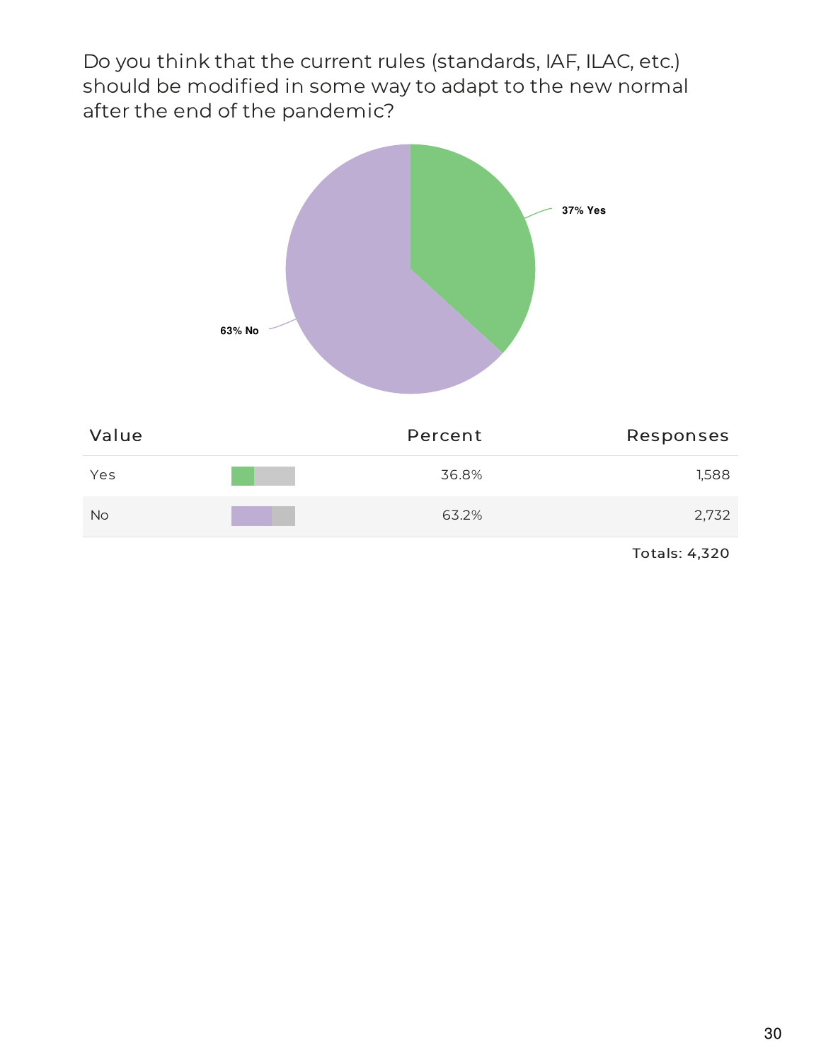Do you think that the current rules (standards, IAF, ILAC, etc.) should be modified in some way to adapt to the new normal after the end of the pandemic?

37% Yes

63% No

| Value | Percent | Responses |
|---|---|---|
| Yes | 36.8% | 1,588 |
| No | 63.2% | 2,732 |

Totals: 4,320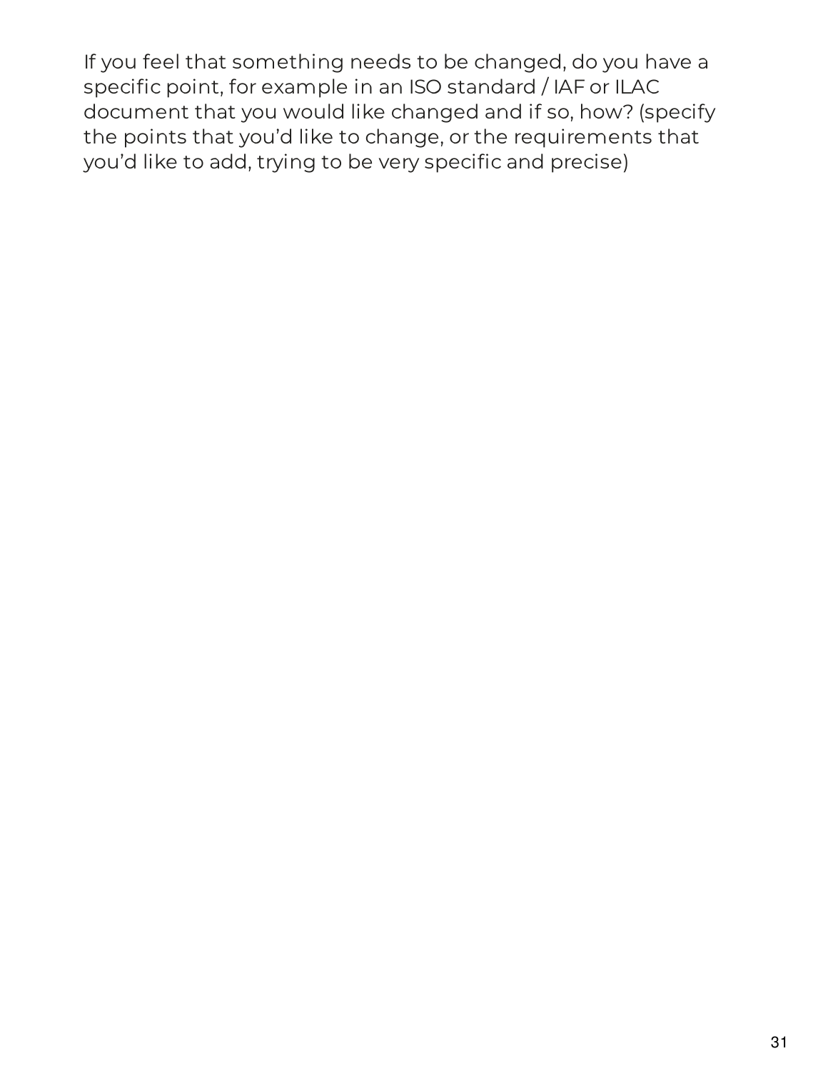If you feel that something needs to be changed, do you have a specific point, for example in an ISO standard / IAF or ILAC document that you would like changed and if so, how? (specify the points that you'd like to change, or the requirements that you'd like to add, trying to be very specific and precise)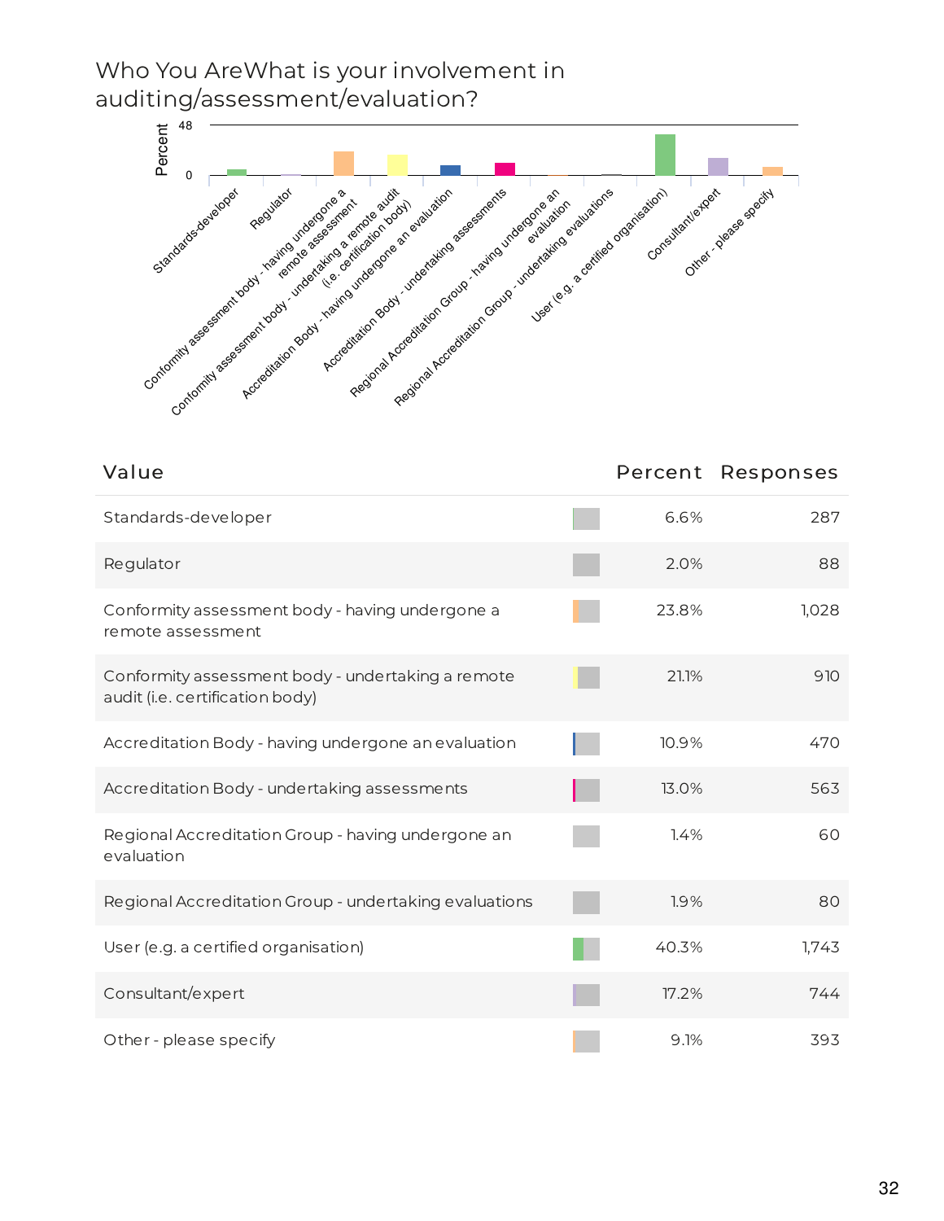## Who You AreWhat is your involvement in auditing/assessment/evaluation?

Percent

48

0

Standards-developer

Regulator

Conformity assessment body - having undergone a remote assessment

Conformity assessment body - undertaking a remote audit (i.e. certification body)

Accreditation Body - having undergone an evaluation

Accreditation Body - undertaking assessments

Regional Accreditation Group - having undergone an evaluation

Regional Accreditation Group - undertaking evaluations

User (e.g. a certified organisation)

Consultant/expert

Other - please specify

| Value | Percent | Responses |
|---|---|---|
| Standards-developer | 6.6% | 287 |
| Regulator | 2.0% | 88 |
| Conformity assessment body - having undergone a remote assessment | 23.8% | 1,028 |
| Conformity assessment body - undertaking a remote audit (i.e. certification body) | 21.1% | 910 |
| Accreditation Body - having undergone an evaluation | 10.9% | 470 |
| Accreditation Body - undertaking assessments | 13.0% | 563 |
| Regional Accreditation Group - having undergone an evaluation | 1.4% | 60 |
| Regional Accreditation Group - undertaking evaluations | 1.9% | 80 |
| User (e.g. a certified organisation) | 40.3% | 1,743 |
| Consultant/expert | 17.2% | 744 |
| Other - please specify | 9.1% | 393 |